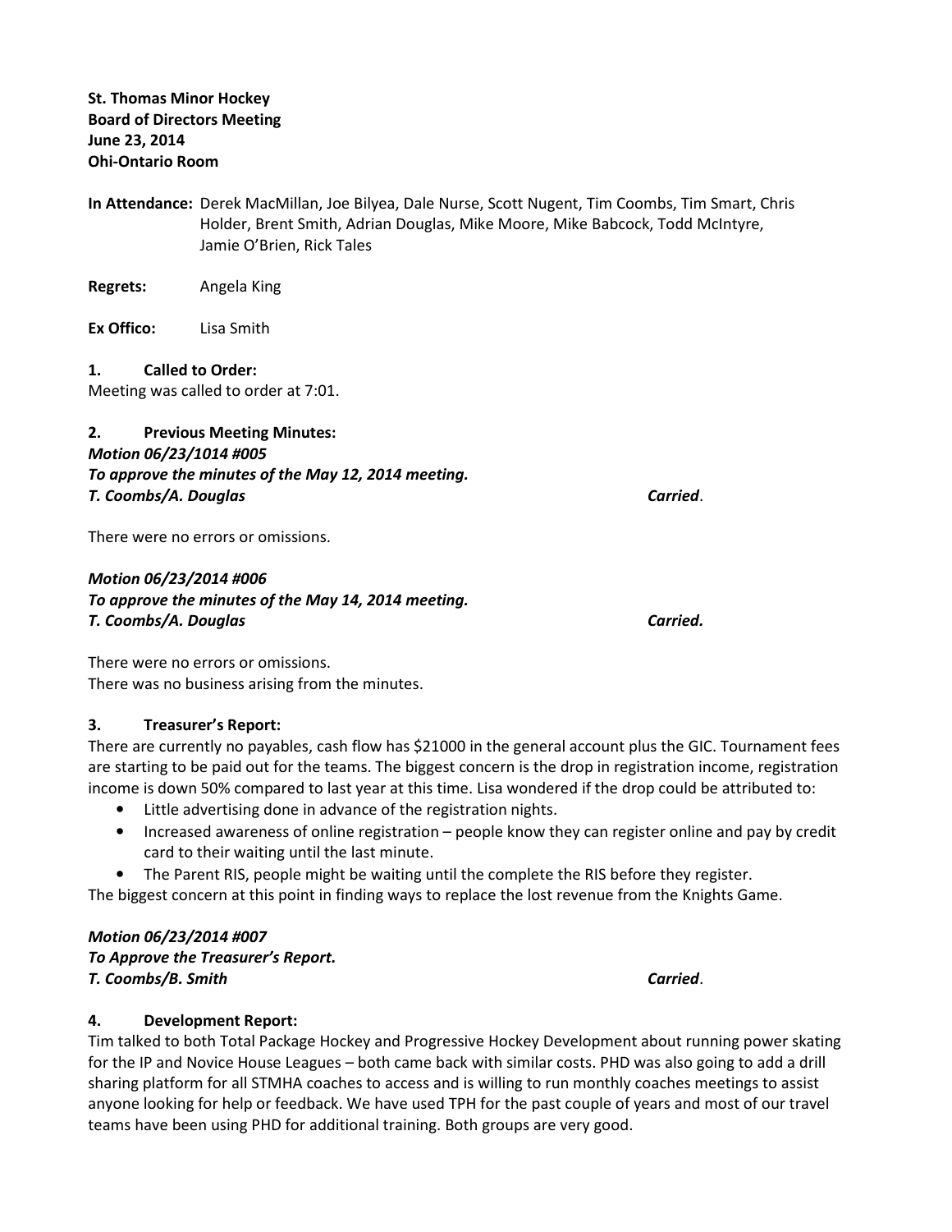**St. Thomas Minor Hockey**
**Board of Directors Meeting**
**June 23, 2014**
**Ohi-Ontario Room**

**In Attendance:** Derek MacMillan, Joe Bilyea, Dale Nurse, Scott Nugent, Tim Coombs, Tim Smart, Chris Holder, Brent Smith, Adrian Douglas, Mike Moore, Mike Babcock, Todd McIntyre, Jamie O'Brien, Rick Tales

**Regrets:** Angela King

**Ex Offico:** Lisa Smith

## 1. Called to Order:

Meeting was called to order at 7:01.

## 2. Previous Meeting Minutes:

***Motion 06/23/1014 #005***
***To approve the minutes of the May 12, 2014 meeting.***
***T. Coombs/A. Douglas*** ***Carried***.

There were no errors or omissions.

***Motion 06/23/2014 #006***
***To approve the minutes of the May 14, 2014 meeting.***
***T. Coombs/A. Douglas*** ***Carried.***

There were no errors or omissions.
There was no business arising from the minutes.

## 3. Treasurer's Report:

There are currently no payables, cash flow has $21000 in the general account plus the GIC. Tournament fees are starting to be paid out for the teams. The biggest concern is the drop in registration income, registration income is down 50% compared to last year at this time. Lisa wondered if the drop could be attributed to:

- Little advertising done in advance of the registration nights.
- Increased awareness of online registration – people know they can register online and pay by credit card to their waiting until the last minute.
- The Parent RIS, people might be waiting until the complete the RIS before they register.

The biggest concern at this point in finding ways to replace the lost revenue from the Knights Game.

***Motion 06/23/2014 #007***
***To Approve the Treasurer's Report.***
***T. Coombs/B. Smith*** ***Carried***.

## 4. Development Report:

Tim talked to both Total Package Hockey and Progressive Hockey Development about running power skating for the IP and Novice House Leagues – both came back with similar costs. PHD was also going to add a drill sharing platform for all STMHA coaches to access and is willing to run monthly coaches meetings to assist anyone looking for help or feedback. We have used TPH for the past couple of years and most of our travel teams have been using PHD for additional training. Both groups are very good.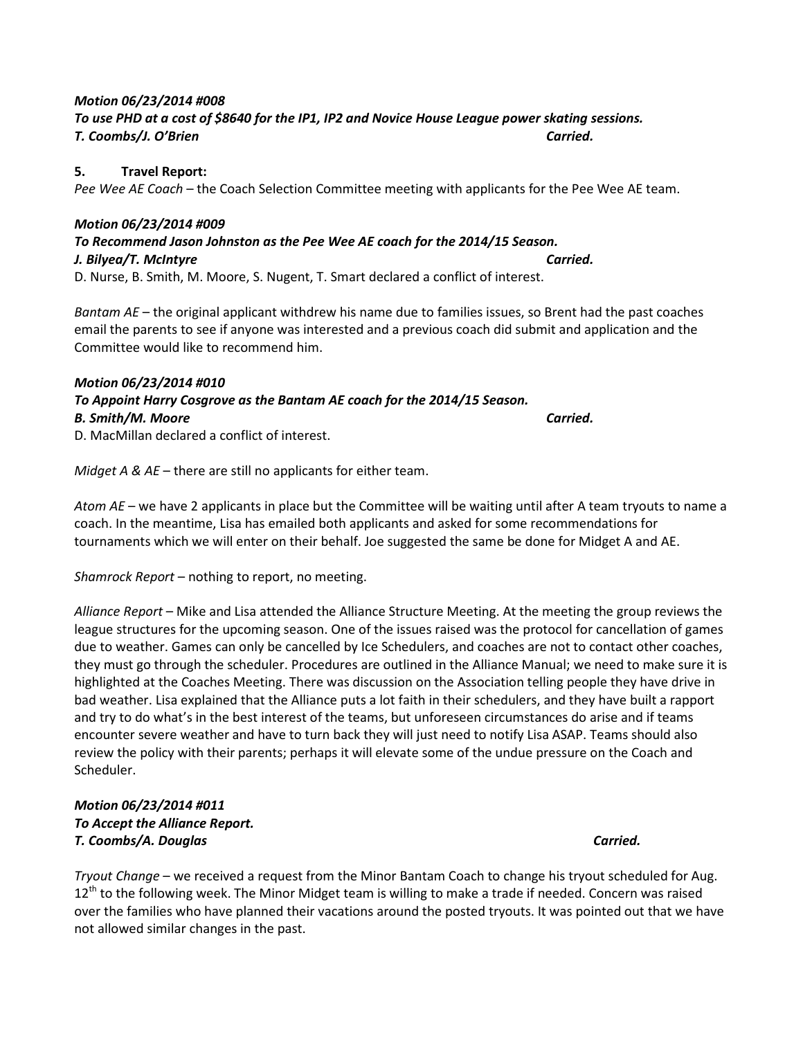***Motion 06/23/2014 #008***
***To use PHD at a cost of $8640 for the IP1, IP2 and Novice House League power skating sessions.***
***T. Coombs/J. O'Brien*** ***Carried.***

**5. Travel Report:**

*Pee Wee AE Coach* – the Coach Selection Committee meeting with applicants for the Pee Wee AE team.

***Motion 06/23/2014 #009***
***To Recommend Jason Johnston as the Pee Wee AE coach for the 2014/15 Season.***
***J. Bilyea/T. McIntyre*** ***Carried.***
D. Nurse, B. Smith, M. Moore, S. Nugent, T. Smart declared a conflict of interest.

*Bantam AE* – the original applicant withdrew his name due to families issues, so Brent had the past coaches email the parents to see if anyone was interested and a previous coach did submit and application and the Committee would like to recommend him.

***Motion 06/23/2014 #010***
***To Appoint Harry Cosgrove as the Bantam AE coach for the 2014/15 Season.***
***B. Smith/M. Moore*** ***Carried.***
D. MacMillan declared a conflict of interest.

*Midget A & AE* – there are still no applicants for either team.

*Atom AE* – we have 2 applicants in place but the Committee will be waiting until after A team tryouts to name a coach. In the meantime, Lisa has emailed both applicants and asked for some recommendations for tournaments which we will enter on their behalf. Joe suggested the same be done for Midget A and AE.

*Shamrock Report* – nothing to report, no meeting.

*Alliance Report* – Mike and Lisa attended the Alliance Structure Meeting. At the meeting the group reviews the league structures for the upcoming season. One of the issues raised was the protocol for cancellation of games due to weather. Games can only be cancelled by Ice Schedulers, and coaches are not to contact other coaches, they must go through the scheduler. Procedures are outlined in the Alliance Manual; we need to make sure it is highlighted at the Coaches Meeting. There was discussion on the Association telling people they have drive in bad weather. Lisa explained that the Alliance puts a lot faith in their schedulers, and they have built a rapport and try to do what's in the best interest of the teams, but unforeseen circumstances do arise and if teams encounter severe weather and have to turn back they will just need to notify Lisa ASAP. Teams should also review the policy with their parents; perhaps it will elevate some of the undue pressure on the Coach and Scheduler.

***Motion 06/23/2014 #011***
***To Accept the Alliance Report.***
***T. Coombs/A. Douglas*** ***Carried.***

*Tryout Change* – we received a request from the Minor Bantam Coach to change his tryout scheduled for Aug. 12th to the following week. The Minor Midget team is willing to make a trade if needed. Concern was raised over the families who have planned their vacations around the posted tryouts. It was pointed out that we have not allowed similar changes in the past.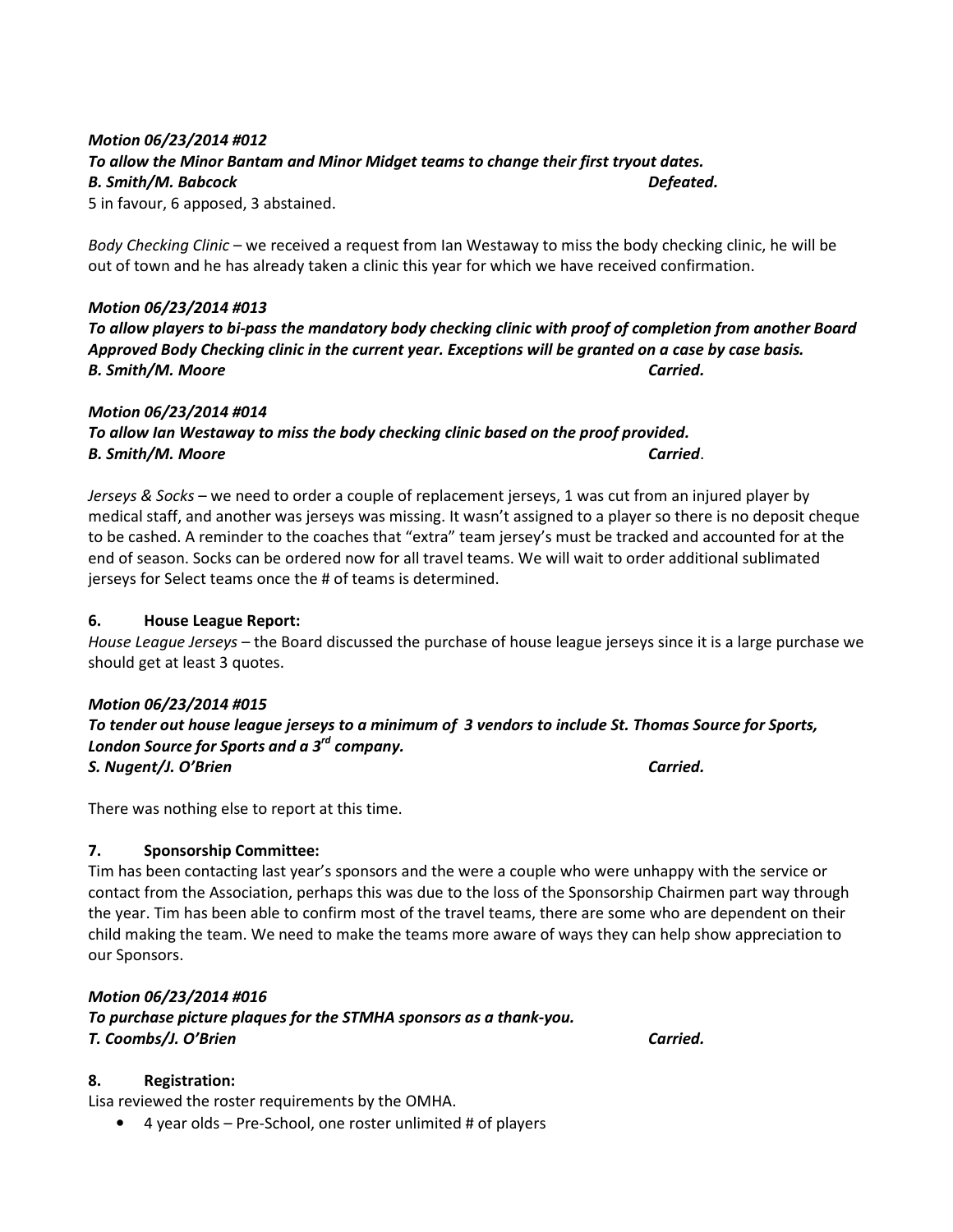***Motion 06/23/2014 #012***
***To allow the Minor Bantam and Minor Midget teams to change their first tryout dates.***
***B. Smith/M. Babcock*** ***Defeated.***
5 in favour, 6 apposed, 3 abstained.

*Body Checking Clinic* – we received a request from Ian Westaway to miss the body checking clinic, he will be out of town and he has already taken a clinic this year for which we have received confirmation.

***Motion 06/23/2014 #013***
***To allow players to bi-pass the mandatory body checking clinic with proof of completion from another Board Approved Body Checking clinic in the current year. Exceptions will be granted on a case by case basis.***
***B. Smith/M. Moore*** ***Carried.***

***Motion 06/23/2014 #014***
***To allow Ian Westaway to miss the body checking clinic based on the proof provided.***
***B. Smith/M. Moore*** ***Carried***.

*Jerseys & Socks* – we need to order a couple of replacement jerseys, 1 was cut from an injured player by medical staff, and another was jerseys was missing. It wasn't assigned to a player so there is no deposit cheque to be cashed. A reminder to the coaches that "extra" team jersey's must be tracked and accounted for at the end of season. Socks can be ordered now for all travel teams. We will wait to order additional sublimated jerseys for Select teams once the # of teams is determined.

**6. House League Report:**
*House League Jerseys* – the Board discussed the purchase of house league jerseys since it is a large purchase we should get at least 3 quotes.

***Motion 06/23/2014 #015***
***To tender out house league jerseys to a minimum of 3 vendors to include St. Thomas Source for Sports, London Source for Sports and a 3rd company.***
***S. Nugent/J. O'Brien*** ***Carried.***

There was nothing else to report at this time.

**7. Sponsorship Committee:**
Tim has been contacting last year's sponsors and the were a couple who were unhappy with the service or contact from the Association, perhaps this was due to the loss of the Sponsorship Chairmen part way through the year. Tim has been able to confirm most of the travel teams, there are some who are dependent on their child making the team. We need to make the teams more aware of ways they can help show appreciation to our Sponsors.

***Motion 06/23/2014 #016***
***To purchase picture plaques for the STMHA sponsors as a thank-you.***
***T. Coombs/J. O'Brien*** ***Carried.***

**8. Registration:**
Lisa reviewed the roster requirements by the OMHA.

- 4 year olds – Pre-School, one roster unlimited # of players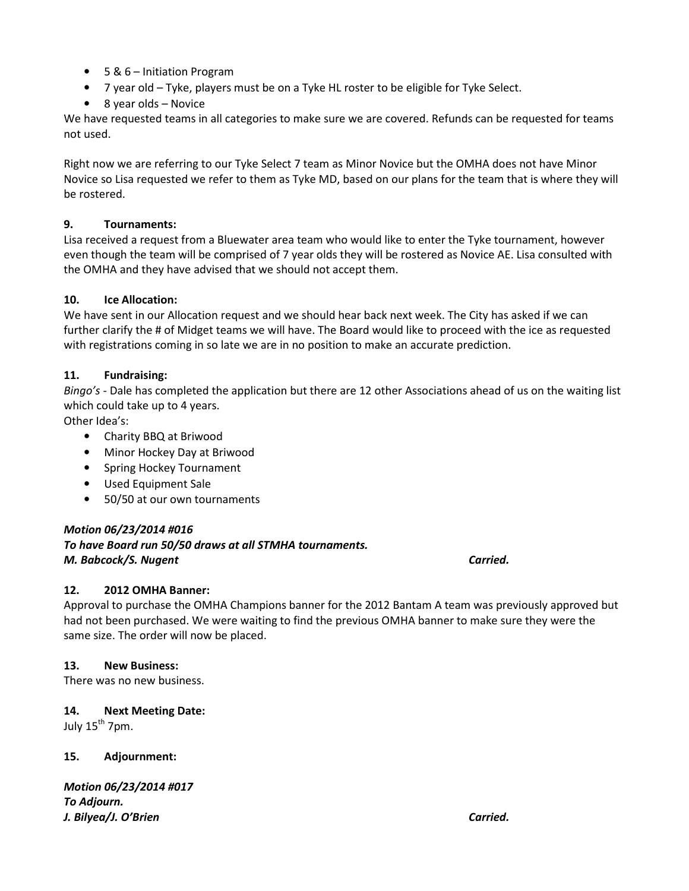- 5 & 6 – Initiation Program
- 7 year old – Tyke, players must be on a Tyke HL roster to be eligible for Tyke Select.
- 8 year olds – Novice

We have requested teams in all categories to make sure we are covered. Refunds can be requested for teams not used.

Right now we are referring to our Tyke Select 7 team as Minor Novice but the OMHA does not have Minor Novice so Lisa requested we refer to them as Tyke MD, based on our plans for the team that is where they will be rostered.

**9. Tournaments:**

Lisa received a request from a Bluewater area team who would like to enter the Tyke tournament, however even though the team will be comprised of 7 year olds they will be rostered as Novice AE. Lisa consulted with the OMHA and they have advised that we should not accept them.

**10. Ice Allocation:**

We have sent in our Allocation request and we should hear back next week. The City has asked if we can further clarify the # of Midget teams we will have. The Board would like to proceed with the ice as requested with registrations coming in so late we are in no position to make an accurate prediction.

**11. Fundraising:**

*Bingo's* - Dale has completed the application but there are 12 other Associations ahead of us on the waiting list which could take up to 4 years.

Other Idea's:

- Charity BBQ at Briwood
- Minor Hockey Day at Briwood
- Spring Hockey Tournament
- Used Equipment Sale
- 50/50 at our own tournaments

***Motion 06/23/2014 #016***
***To have Board run 50/50 draws at all STMHA tournaments.***
***M. Babcock/S. Nugent*** ***Carried.***

**12. 2012 OMHA Banner:**

Approval to purchase the OMHA Champions banner for the 2012 Bantam A team was previously approved but had not been purchased. We were waiting to find the previous OMHA banner to make sure they were the same size. The order will now be placed.

**13. New Business:**

There was no new business.

**14. Next Meeting Date:**

July 15th 7pm.

**15. Adjournment:**

***Motion 06/23/2014 #017***
***To Adjourn.***
***J. Bilyea/J. O'Brien*** ***Carried.***